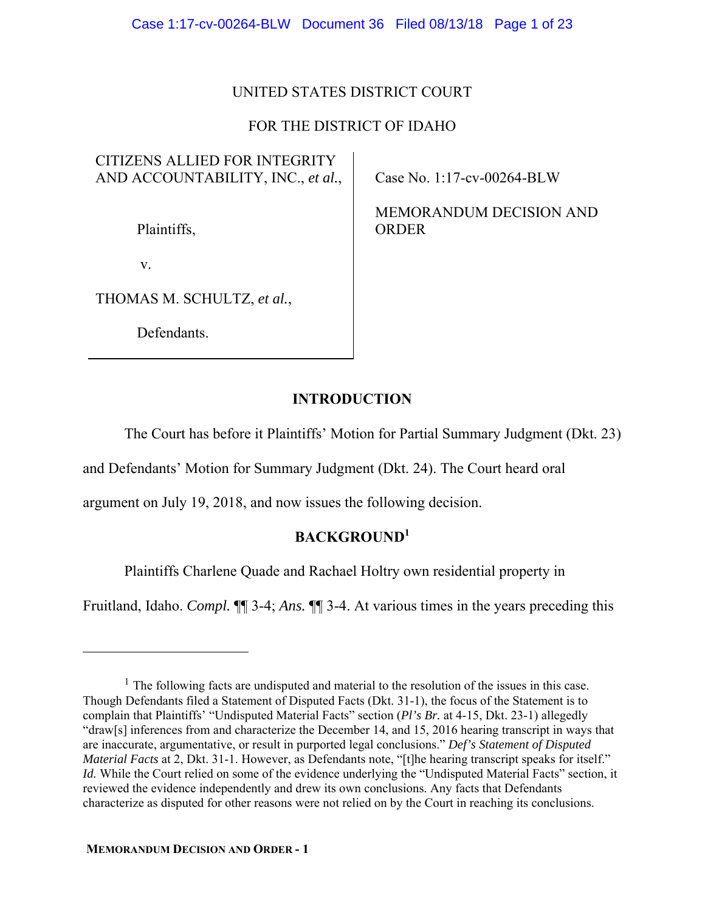UNITED STATES DISTRICT COURT

FOR THE DISTRICT OF IDAHO

| | |
|---|---|
| CITIZENS ALLIED FOR INTEGRITY AND ACCOUNTABILITY, INC., *et al.*,<br><br>Plaintiffs,<br><br>v.<br><br>THOMAS M. SCHULTZ, *et al.*,<br><br>Defendants. | Case No. 1:17-cv-00264-BLW<br><br>MEMORANDUM DECISION AND ORDER |

## INTRODUCTION

The Court has before it Plaintiffs' Motion for Partial Summary Judgment (Dkt. 23) and Defendants' Motion for Summary Judgment (Dkt. 24). The Court heard oral argument on July 19, 2018, and now issues the following decision.

## BACKGROUND[1]

Plaintiffs Charlene Quade and Rachael Holtry own residential property in Fruitland, Idaho. *Compl.* ¶¶ 3-4; *Ans.* ¶¶ 3-4. At various times in the years preceding this

---

[1] The following facts are undisputed and material to the resolution of the issues in this case. Though Defendants filed a Statement of Disputed Facts (Dkt. 31-1), the focus of the Statement is to complain that Plaintiffs' "Undisputed Material Facts" section (*Pl's Br.* at 4-15, Dkt. 23-1) allegedly "draw[s] inferences from and characterize the December 14, and 15, 2016 hearing transcript in ways that are inaccurate, argumentative, or result in purported legal conclusions." *Def's Statement of Disputed Material Facts* at 2, Dkt. 31-1. However, as Defendants note, "[t]he hearing transcript speaks for itself." *Id.* While the Court relied on some of the evidence underlying the "Undisputed Material Facts" section, it reviewed the evidence independently and drew its own conclusions. Any facts that Defendants characterize as disputed for other reasons were not relied on by the Court in reaching its conclusions.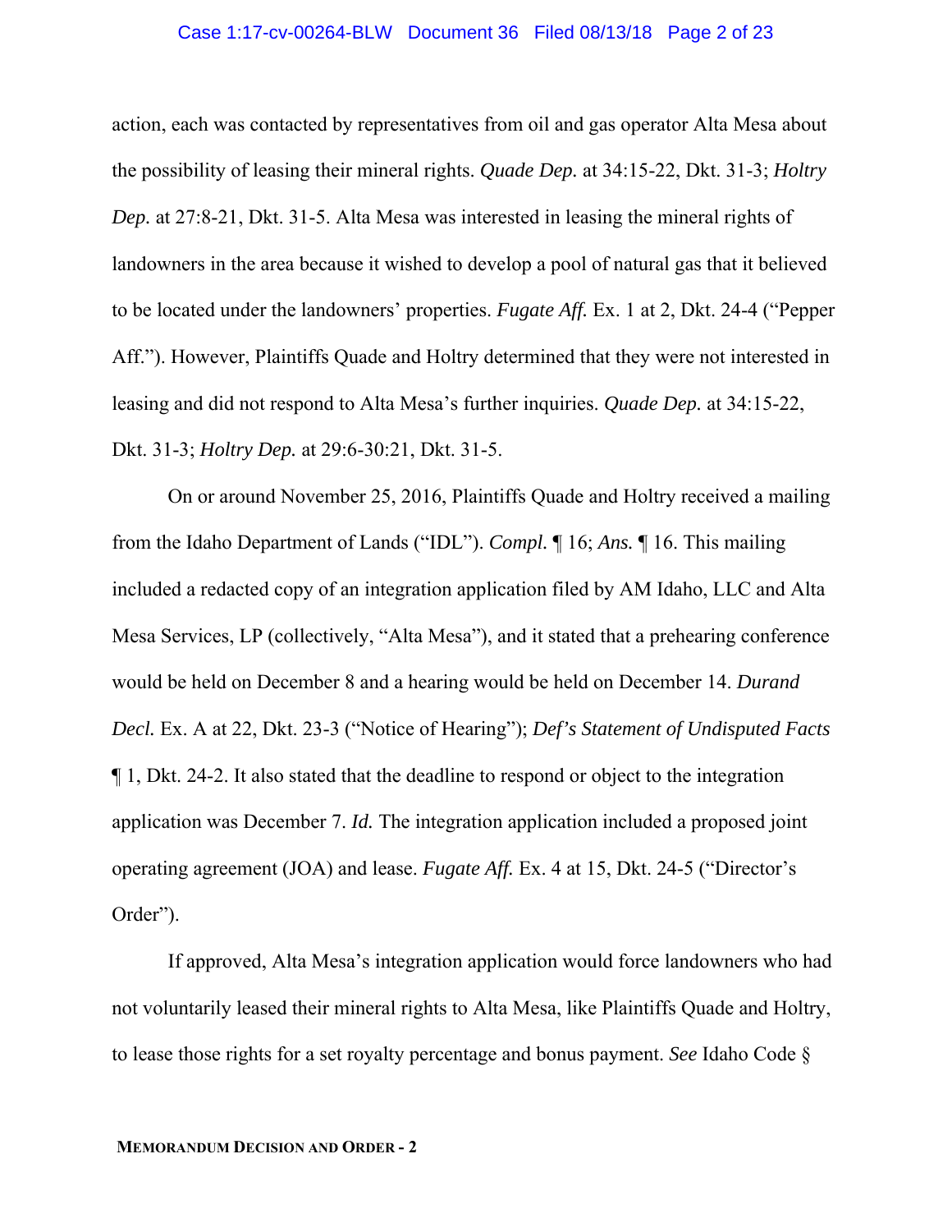action, each was contacted by representatives from oil and gas operator Alta Mesa about the possibility of leasing their mineral rights. *Quade Dep.* at 34:15-22, Dkt. 31-3; *Holtry Dep.* at 27:8-21, Dkt. 31-5. Alta Mesa was interested in leasing the mineral rights of landowners in the area because it wished to develop a pool of natural gas that it believed to be located under the landowners' properties. *Fugate Aff.* Ex. 1 at 2, Dkt. 24-4 ("Pepper Aff."). However, Plaintiffs Quade and Holtry determined that they were not interested in leasing and did not respond to Alta Mesa's further inquiries. *Quade Dep.* at 34:15-22, Dkt. 31-3; *Holtry Dep.* at 29:6-30:21, Dkt. 31-5.

On or around November 25, 2016, Plaintiffs Quade and Holtry received a mailing from the Idaho Department of Lands ("IDL"). *Compl.* ¶ 16; *Ans.* ¶ 16. This mailing included a redacted copy of an integration application filed by AM Idaho, LLC and Alta Mesa Services, LP (collectively, "Alta Mesa"), and it stated that a prehearing conference would be held on December 8 and a hearing would be held on December 14. *Durand Decl.* Ex. A at 22, Dkt. 23-3 ("Notice of Hearing"); *Def's Statement of Undisputed Facts* ¶ 1, Dkt. 24-2. It also stated that the deadline to respond or object to the integration application was December 7. *Id.* The integration application included a proposed joint operating agreement (JOA) and lease. *Fugate Aff.* Ex. 4 at 15, Dkt. 24-5 ("Director's Order").

If approved, Alta Mesa's integration application would force landowners who had not voluntarily leased their mineral rights to Alta Mesa, like Plaintiffs Quade and Holtry, to lease those rights for a set royalty percentage and bonus payment. *See* Idaho Code §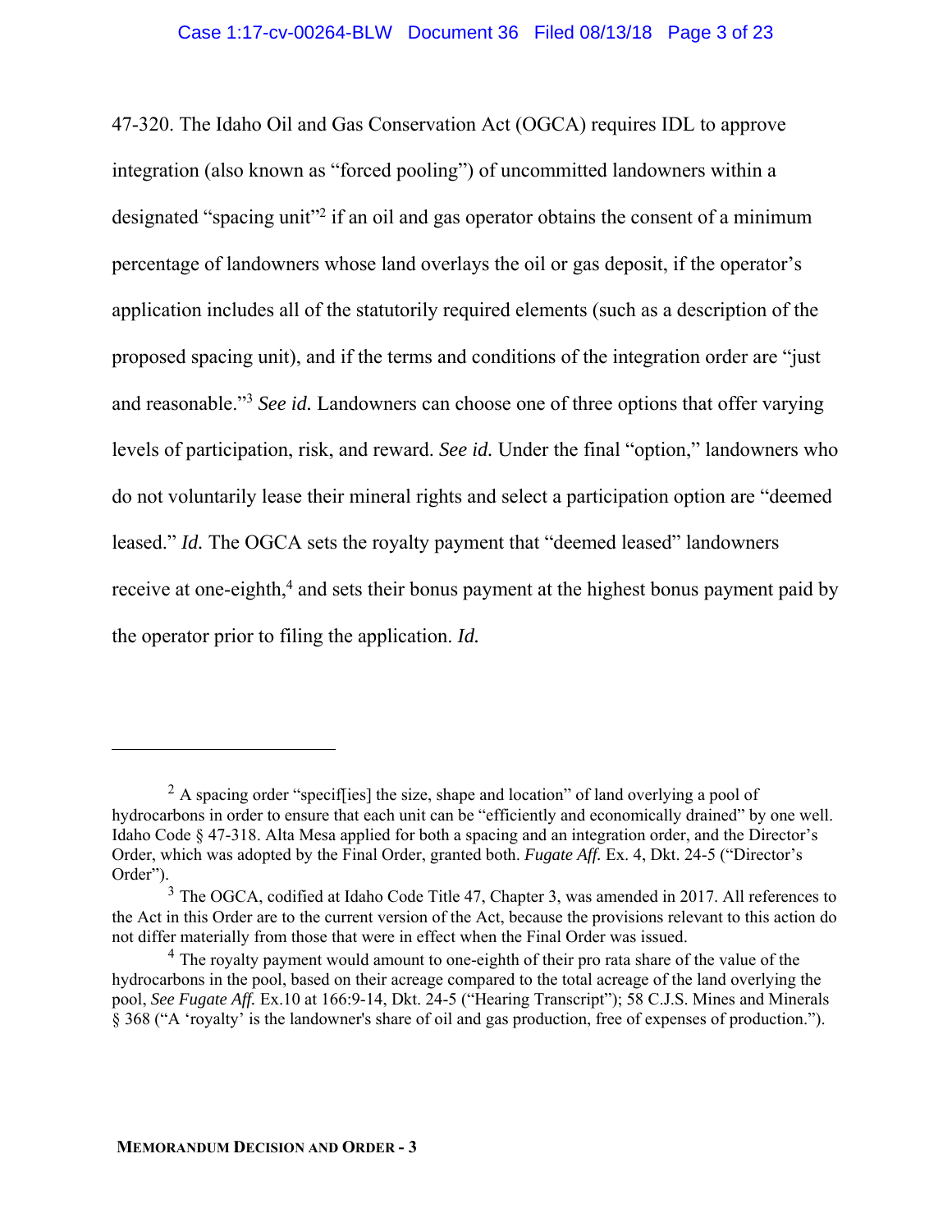47-320. The Idaho Oil and Gas Conservation Act (OGCA) requires IDL to approve integration (also known as "forced pooling") of uncommitted landowners within a designated "spacing unit"[2] if an oil and gas operator obtains the consent of a minimum percentage of landowners whose land overlays the oil or gas deposit, if the operator's application includes all of the statutorily required elements (such as a description of the proposed spacing unit), and if the terms and conditions of the integration order are "just and reasonable."[3] *See id.* Landowners can choose one of three options that offer varying levels of participation, risk, and reward. *See id.* Under the final "option," landowners who do not voluntarily lease their mineral rights and select a participation option are "deemed leased." *Id.* The OGCA sets the royalty payment that "deemed leased" landowners receive at one-eighth,[4] and sets their bonus payment at the highest bonus payment paid by the operator prior to filing the application. *Id.*

---

[2] A spacing order "specif[ies] the size, shape and location" of land overlying a pool of hydrocarbons in order to ensure that each unit can be "efficiently and economically drained" by one well. Idaho Code § 47-318. Alta Mesa applied for both a spacing and an integration order, and the Director's Order, which was adopted by the Final Order, granted both. *Fugate Aff.* Ex. 4, Dkt. 24-5 ("Director's Order").

[3] The OGCA, codified at Idaho Code Title 47, Chapter 3, was amended in 2017. All references to the Act in this Order are to the current version of the Act, because the provisions relevant to this action do not differ materially from those that were in effect when the Final Order was issued.

[4] The royalty payment would amount to one-eighth of their pro rata share of the value of the hydrocarbons in the pool, based on their acreage compared to the total acreage of the land overlying the pool, *See Fugate Aff.* Ex.10 at 166:9-14, Dkt. 24-5 ("Hearing Transcript"); 58 C.J.S. Mines and Minerals § 368 ("A 'royalty' is the landowner's share of oil and gas production, free of expenses of production.").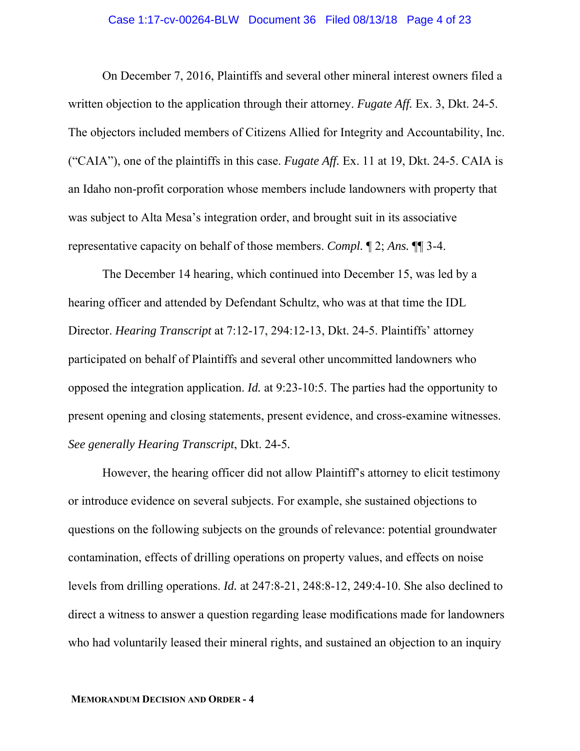On December 7, 2016, Plaintiffs and several other mineral interest owners filed a written objection to the application through their attorney. *Fugate Aff.* Ex. 3, Dkt. 24-5. The objectors included members of Citizens Allied for Integrity and Accountability, Inc. ("CAIA"), one of the plaintiffs in this case. *Fugate Aff.* Ex. 11 at 19, Dkt. 24-5. CAIA is an Idaho non-profit corporation whose members include landowners with property that was subject to Alta Mesa's integration order, and brought suit in its associative representative capacity on behalf of those members. *Compl.* ¶ 2; *Ans.* ¶¶ 3-4.

The December 14 hearing, which continued into December 15, was led by a hearing officer and attended by Defendant Schultz, who was at that time the IDL Director. *Hearing Transcript* at 7:12-17, 294:12-13, Dkt. 24-5. Plaintiffs' attorney participated on behalf of Plaintiffs and several other uncommitted landowners who opposed the integration application. *Id.* at 9:23-10:5. The parties had the opportunity to present opening and closing statements, present evidence, and cross-examine witnesses. *See generally Hearing Transcript*, Dkt. 24-5.

However, the hearing officer did not allow Plaintiff's attorney to elicit testimony or introduce evidence on several subjects. For example, she sustained objections to questions on the following subjects on the grounds of relevance: potential groundwater contamination, effects of drilling operations on property values, and effects on noise levels from drilling operations. *Id.* at 247:8-21, 248:8-12, 249:4-10. She also declined to direct a witness to answer a question regarding lease modifications made for landowners who had voluntarily leased their mineral rights, and sustained an objection to an inquiry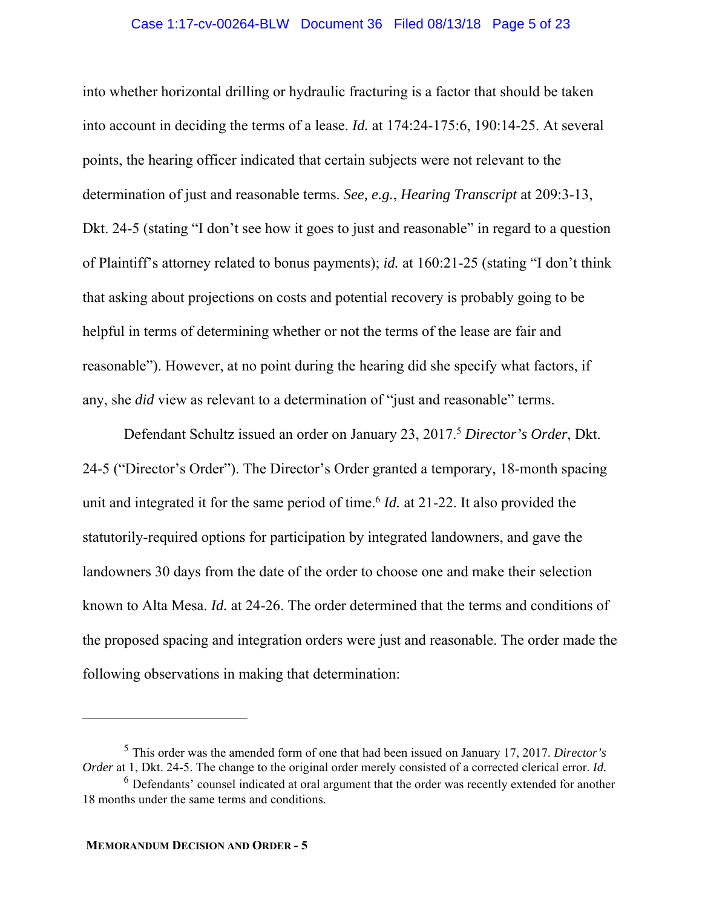into whether horizontal drilling or hydraulic fracturing is a factor that should be taken into account in deciding the terms of a lease. *Id.* at 174:24-175:6, 190:14-25. At several points, the hearing officer indicated that certain subjects were not relevant to the determination of just and reasonable terms. *See, e.g.*, *Hearing Transcript* at 209:3-13, Dkt. 24-5 (stating "I don't see how it goes to just and reasonable" in regard to a question of Plaintiff's attorney related to bonus payments); *id.* at 160:21-25 (stating "I don't think that asking about projections on costs and potential recovery is probably going to be helpful in terms of determining whether or not the terms of the lease are fair and reasonable"). However, at no point during the hearing did she specify what factors, if any, she *did* view as relevant to a determination of "just and reasonable" terms.

Defendant Schultz issued an order on January 23, 2017.[5] *Director's Order*, Dkt. 24-5 ("Director's Order"). The Director's Order granted a temporary, 18-month spacing unit and integrated it for the same period of time.[6] *Id.* at 21-22. It also provided the statutorily-required options for participation by integrated landowners, and gave the landowners 30 days from the date of the order to choose one and make their selection known to Alta Mesa. *Id.* at 24-26. The order determined that the terms and conditions of the proposed spacing and integration orders were just and reasonable. The order made the following observations in making that determination:

---

[5] This order was the amended form of one that had been issued on January 17, 2017. *Director's Order* at 1, Dkt. 24-5. The change to the original order merely consisted of a corrected clerical error. *Id.*

[6] Defendants' counsel indicated at oral argument that the order was recently extended for another 18 months under the same terms and conditions.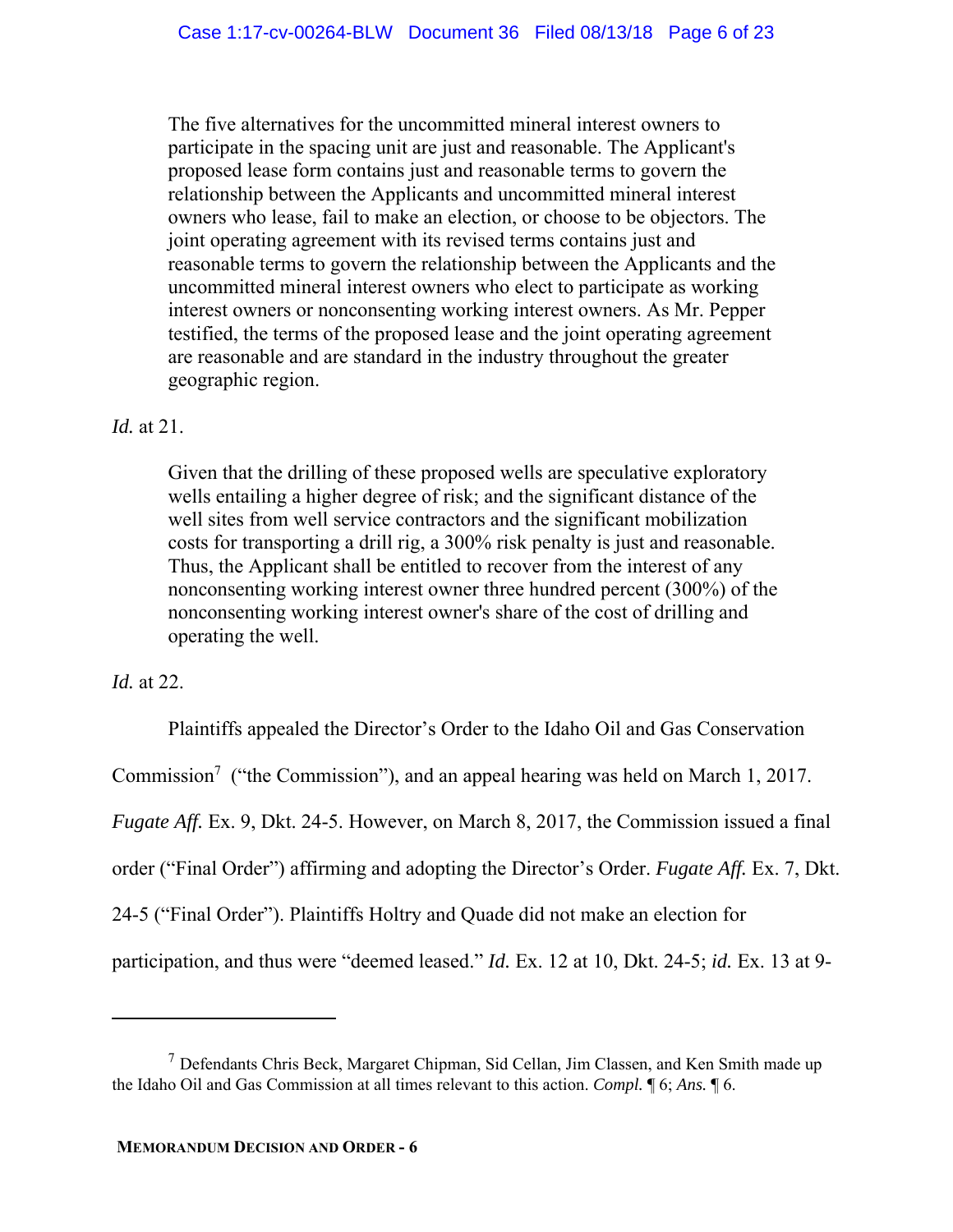> The five alternatives for the uncommitted mineral interest owners to participate in the spacing unit are just and reasonable. The Applicant's proposed lease form contains just and reasonable terms to govern the relationship between the Applicants and uncommitted mineral interest owners who lease, fail to make an election, or choose to be objectors. The joint operating agreement with its revised terms contains just and reasonable terms to govern the relationship between the Applicants and the uncommitted mineral interest owners who elect to participate as working interest owners or nonconsenting working interest owners. As Mr. Pepper testified, the terms of the proposed lease and the joint operating agreement are reasonable and are standard in the industry throughout the greater geographic region.

*Id.* at 21.

> Given that the drilling of these proposed wells are speculative exploratory wells entailing a higher degree of risk; and the significant distance of the well sites from well service contractors and the significant mobilization costs for transporting a drill rig, a 300% risk penalty is just and reasonable. Thus, the Applicant shall be entitled to recover from the interest of any nonconsenting working interest owner three hundred percent (300%) of the nonconsenting working interest owner's share of the cost of drilling and operating the well.

*Id.* at 22.

Plaintiffs appealed the Director's Order to the Idaho Oil and Gas Conservation Commission[7] ("the Commission"), and an appeal hearing was held on March 1, 2017. *Fugate Aff.* Ex. 9, Dkt. 24-5. However, on March 8, 2017, the Commission issued a final order ("Final Order") affirming and adopting the Director's Order. *Fugate Aff.* Ex. 7, Dkt. 24-5 ("Final Order"). Plaintiffs Holtry and Quade did not make an election for participation, and thus were "deemed leased." *Id.* Ex. 12 at 10, Dkt. 24-5; *id.* Ex. 13 at 9-

---

[7] Defendants Chris Beck, Margaret Chipman, Sid Cellan, Jim Classen, and Ken Smith made up the Idaho Oil and Gas Commission at all times relevant to this action. *Compl.* ¶ 6; *Ans.* ¶ 6.

**MEMORANDUM DECISION AND ORDER - 6**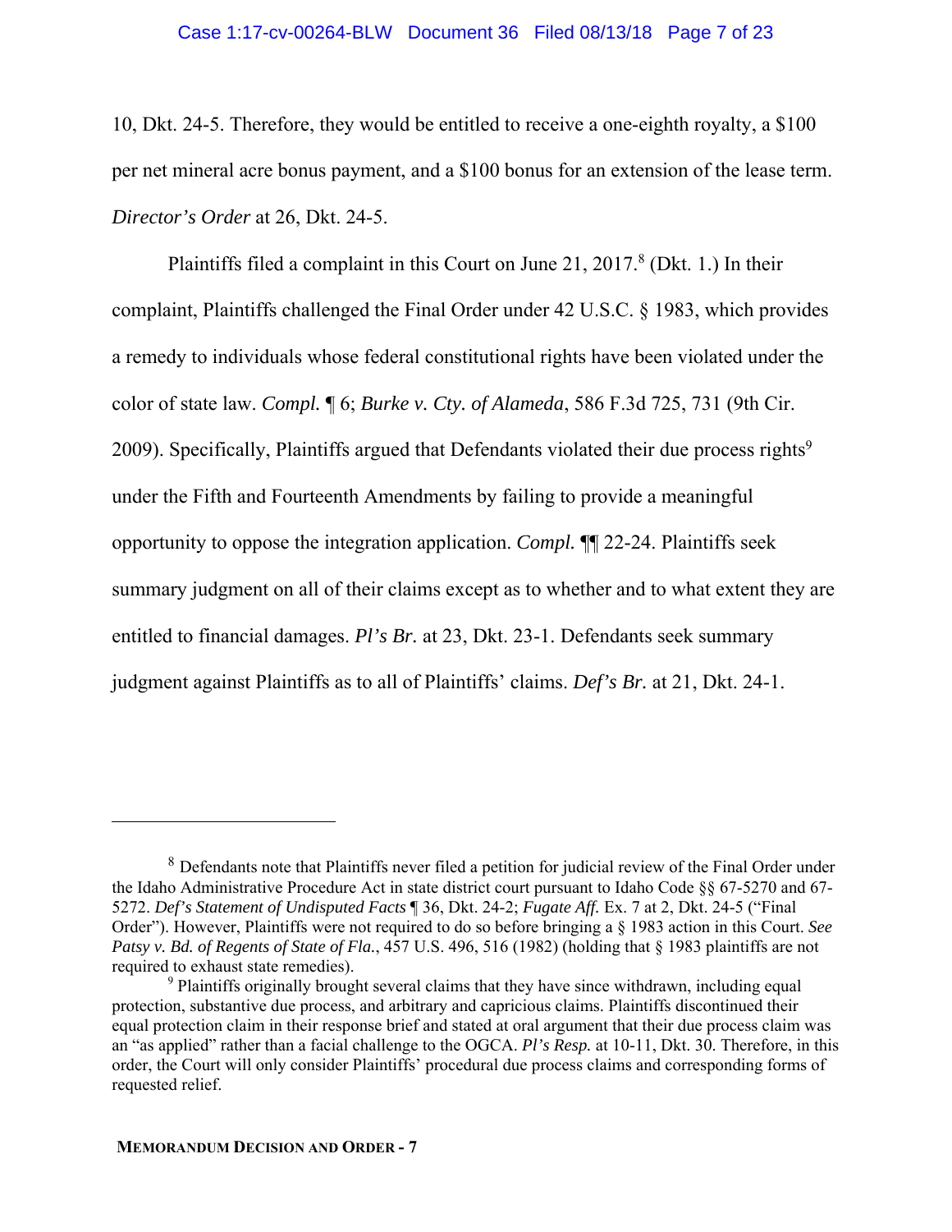10, Dkt. 24-5. Therefore, they would be entitled to receive a one-eighth royalty, a $100 per net mineral acre bonus payment, and a $100 bonus for an extension of the lease term. *Director's Order* at 26, Dkt. 24-5.

Plaintiffs filed a complaint in this Court on June 21, 2017.[8] (Dkt. 1.) In their complaint, Plaintiffs challenged the Final Order under 42 U.S.C. § 1983, which provides a remedy to individuals whose federal constitutional rights have been violated under the color of state law. *Compl.* ¶ 6; *Burke v. Cty. of Alameda*, 586 F.3d 725, 731 (9th Cir. 2009). Specifically, Plaintiffs argued that Defendants violated their due process rights[9] under the Fifth and Fourteenth Amendments by failing to provide a meaningful opportunity to oppose the integration application. *Compl.* ¶¶ 22-24. Plaintiffs seek summary judgment on all of their claims except as to whether and to what extent they are entitled to financial damages. *Pl's Br.* at 23, Dkt. 23-1. Defendants seek summary judgment against Plaintiffs as to all of Plaintiffs' claims. *Def's Br.* at 21, Dkt. 24-1.

---

[8] Defendants note that Plaintiffs never filed a petition for judicial review of the Final Order under the Idaho Administrative Procedure Act in state district court pursuant to Idaho Code §§ 67-5270 and 67-5272. *Def's Statement of Undisputed Facts* ¶ 36, Dkt. 24-2; *Fugate Aff.* Ex. 7 at 2, Dkt. 24-5 ("Final Order"). However, Plaintiffs were not required to do so before bringing a § 1983 action in this Court. *See Patsy v. Bd. of Regents of State of Fla.*, 457 U.S. 496, 516 (1982) (holding that § 1983 plaintiffs are not required to exhaust state remedies).

[9] Plaintiffs originally brought several claims that they have since withdrawn, including equal protection, substantive due process, and arbitrary and capricious claims. Plaintiffs discontinued their equal protection claim in their response brief and stated at oral argument that their due process claim was an "as applied" rather than a facial challenge to the OGCA. *Pl's Resp.* at 10-11, Dkt. 30. Therefore, in this order, the Court will only consider Plaintiffs' procedural due process claims and corresponding forms of requested relief.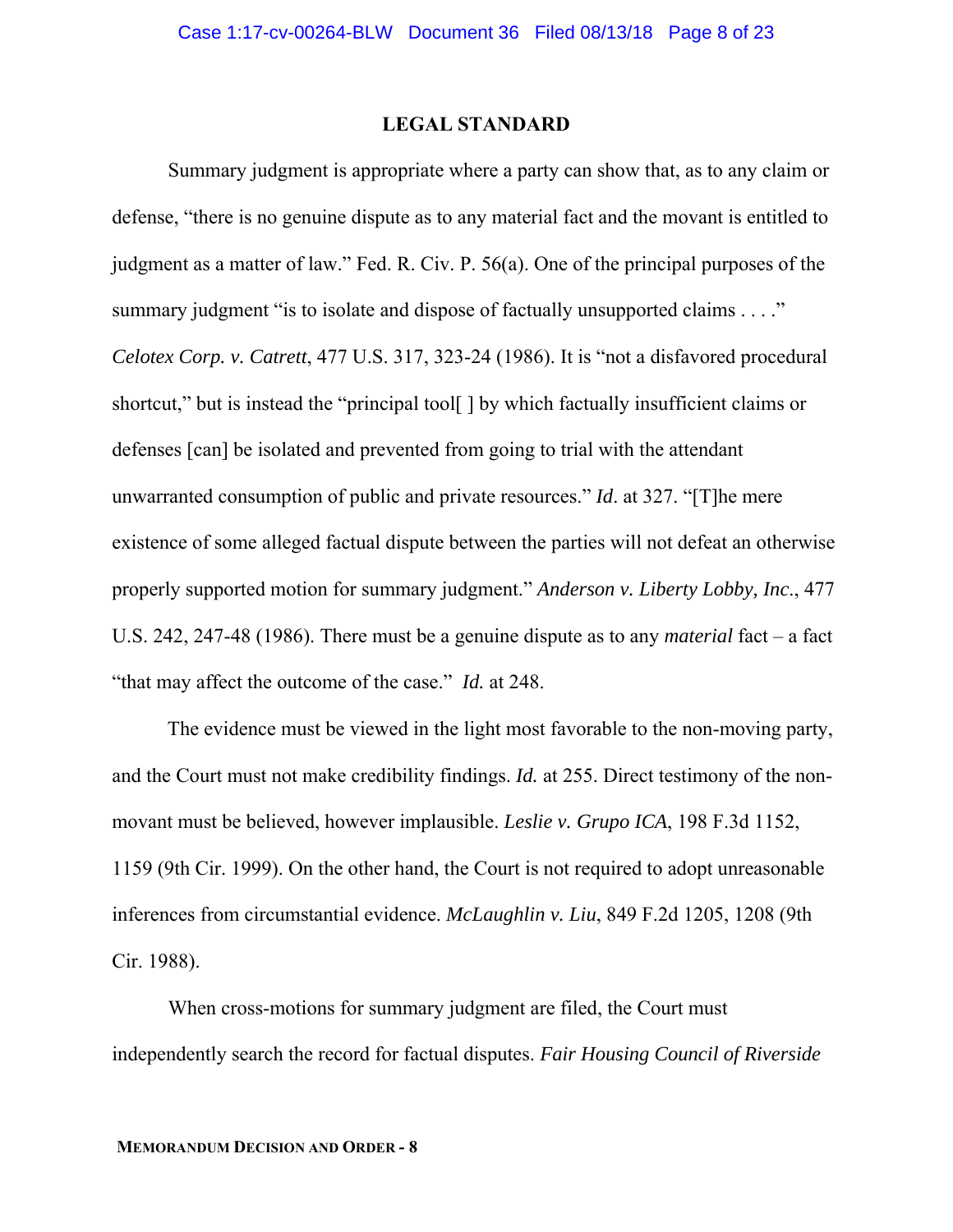## LEGAL STANDARD

Summary judgment is appropriate where a party can show that, as to any claim or defense, "there is no genuine dispute as to any material fact and the movant is entitled to judgment as a matter of law." Fed. R. Civ. P. 56(a). One of the principal purposes of the summary judgment "is to isolate and dispose of factually unsupported claims . . . ." *Celotex Corp. v. Catrett*, 477 U.S. 317, 323-24 (1986). It is "not a disfavored procedural shortcut," but is instead the "principal tool[ ] by which factually insufficient claims or defenses [can] be isolated and prevented from going to trial with the attendant unwarranted consumption of public and private resources." *Id*. at 327. "[T]he mere existence of some alleged factual dispute between the parties will not defeat an otherwise properly supported motion for summary judgment." *Anderson v. Liberty Lobby, Inc*., 477 U.S. 242, 247-48 (1986). There must be a genuine dispute as to any *material* fact – a fact "that may affect the outcome of the case." *Id.* at 248.

The evidence must be viewed in the light most favorable to the non-moving party, and the Court must not make credibility findings. *Id.* at 255. Direct testimony of the non-movant must be believed, however implausible. *Leslie v. Grupo ICA*, 198 F.3d 1152, 1159 (9th Cir. 1999). On the other hand, the Court is not required to adopt unreasonable inferences from circumstantial evidence. *McLaughlin v. Liu*, 849 F.2d 1205, 1208 (9th Cir. 1988).

When cross-motions for summary judgment are filed, the Court must independently search the record for factual disputes. *Fair Housing Council of Riverside*

MEMORANDUM DECISION AND ORDER - 8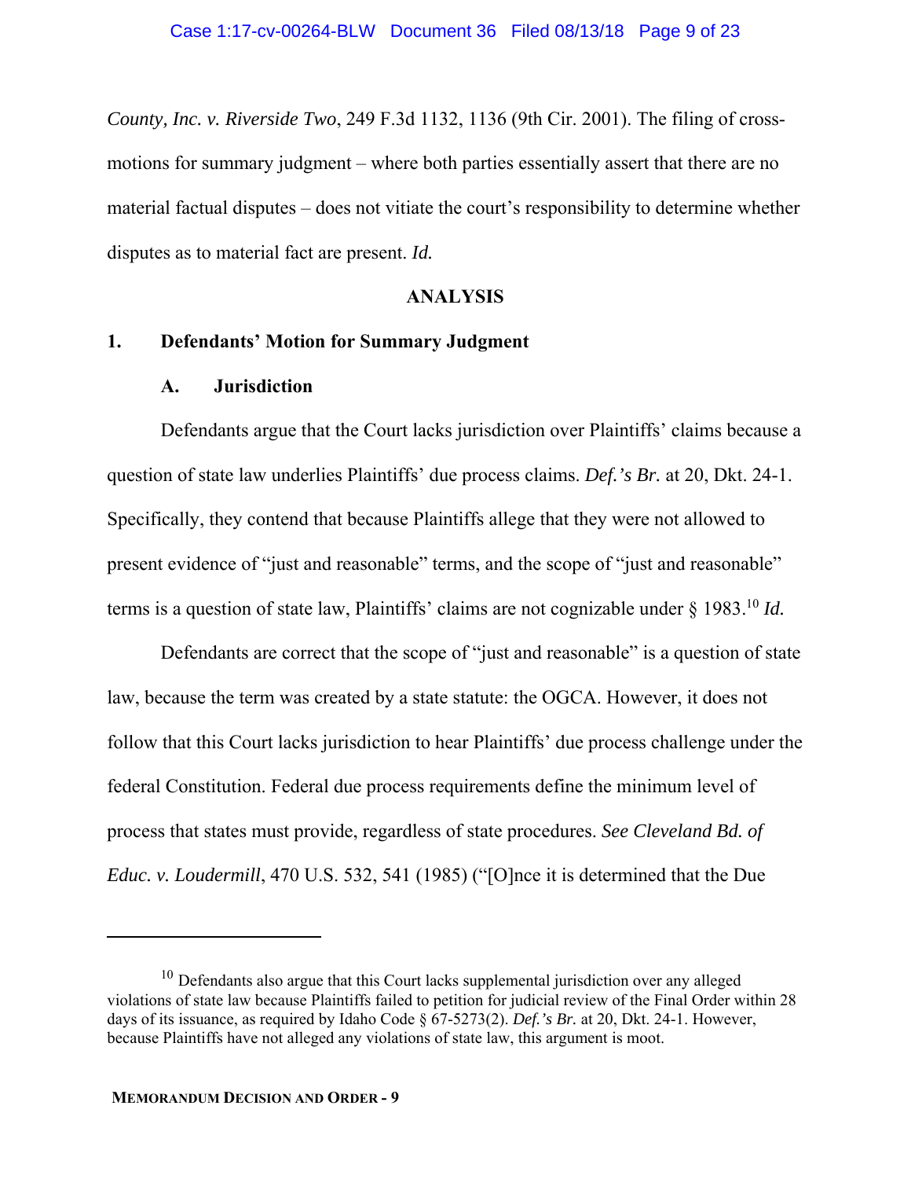*County, Inc. v. Riverside Two*, 249 F.3d 1132, 1136 (9th Cir. 2001). The filing of cross-motions for summary judgment – where both parties essentially assert that there are no material factual disputes – does not vitiate the court's responsibility to determine whether disputes as to material fact are present. *Id.*

## ANALYSIS

### 1. Defendants' Motion for Summary Judgment

#### A. Jurisdiction

Defendants argue that the Court lacks jurisdiction over Plaintiffs' claims because a question of state law underlies Plaintiffs' due process claims. *Def.'s Br.* at 20, Dkt. 24-1. Specifically, they contend that because Plaintiffs allege that they were not allowed to present evidence of "just and reasonable" terms, and the scope of "just and reasonable" terms is a question of state law, Plaintiffs' claims are not cognizable under § 1983.[10] *Id.*

Defendants are correct that the scope of "just and reasonable" is a question of state law, because the term was created by a state statute: the OGCA. However, it does not follow that this Court lacks jurisdiction to hear Plaintiffs' due process challenge under the federal Constitution. Federal due process requirements define the minimum level of process that states must provide, regardless of state procedures. *See Cleveland Bd. of Educ. v. Loudermill*, 470 U.S. 532, 541 (1985) ("[O]nce it is determined that the Due

---

[10] Defendants also argue that this Court lacks supplemental jurisdiction over any alleged violations of state law because Plaintiffs failed to petition for judicial review of the Final Order within 28 days of its issuance, as required by Idaho Code § 67-5273(2). *Def.'s Br.* at 20, Dkt. 24-1. However, because Plaintiffs have not alleged any violations of state law, this argument is moot.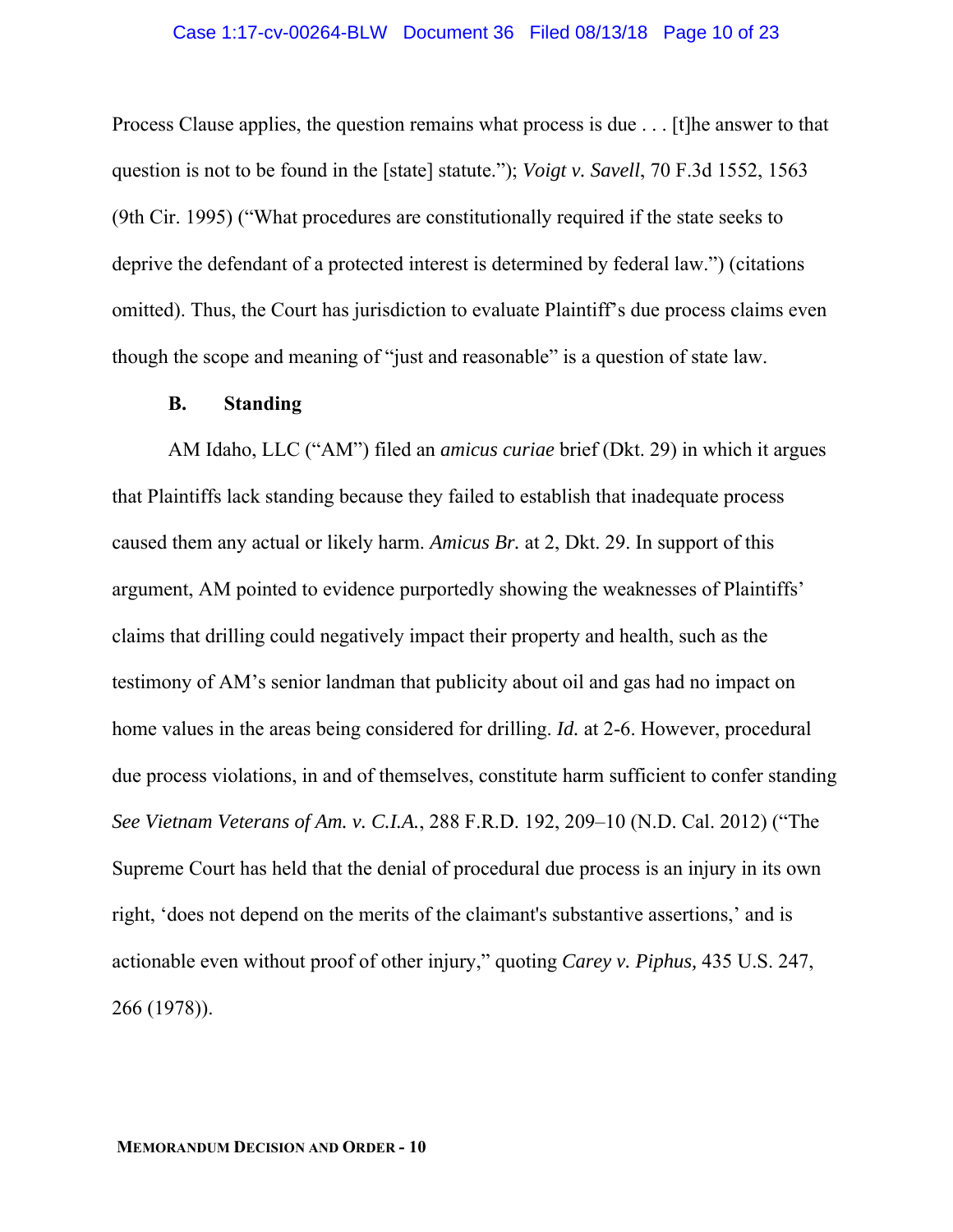Process Clause applies, the question remains what process is due . . . [t]he answer to that question is not to be found in the [state] statute."); *Voigt v. Savell*, 70 F.3d 1552, 1563 (9th Cir. 1995) ("What procedures are constitutionally required if the state seeks to deprive the defendant of a protected interest is determined by federal law.") (citations omitted). Thus, the Court has jurisdiction to evaluate Plaintiff's due process claims even though the scope and meaning of "just and reasonable" is a question of state law.

### B. Standing

AM Idaho, LLC ("AM") filed an *amicus curiae* brief (Dkt. 29) in which it argues that Plaintiffs lack standing because they failed to establish that inadequate process caused them any actual or likely harm. *Amicus Br.* at 2, Dkt. 29. In support of this argument, AM pointed to evidence purportedly showing the weaknesses of Plaintiffs' claims that drilling could negatively impact their property and health, such as the testimony of AM's senior landman that publicity about oil and gas had no impact on home values in the areas being considered for drilling. *Id.* at 2-6. However, procedural due process violations, in and of themselves, constitute harm sufficient to confer standing *See Vietnam Veterans of Am. v. C.I.A.*, 288 F.R.D. 192, 209–10 (N.D. Cal. 2012) ("The Supreme Court has held that the denial of procedural due process is an injury in its own right, 'does not depend on the merits of the claimant's substantive assertions,' and is actionable even without proof of other injury," quoting *Carey v. Piphus,* 435 U.S. 247, 266 (1978)).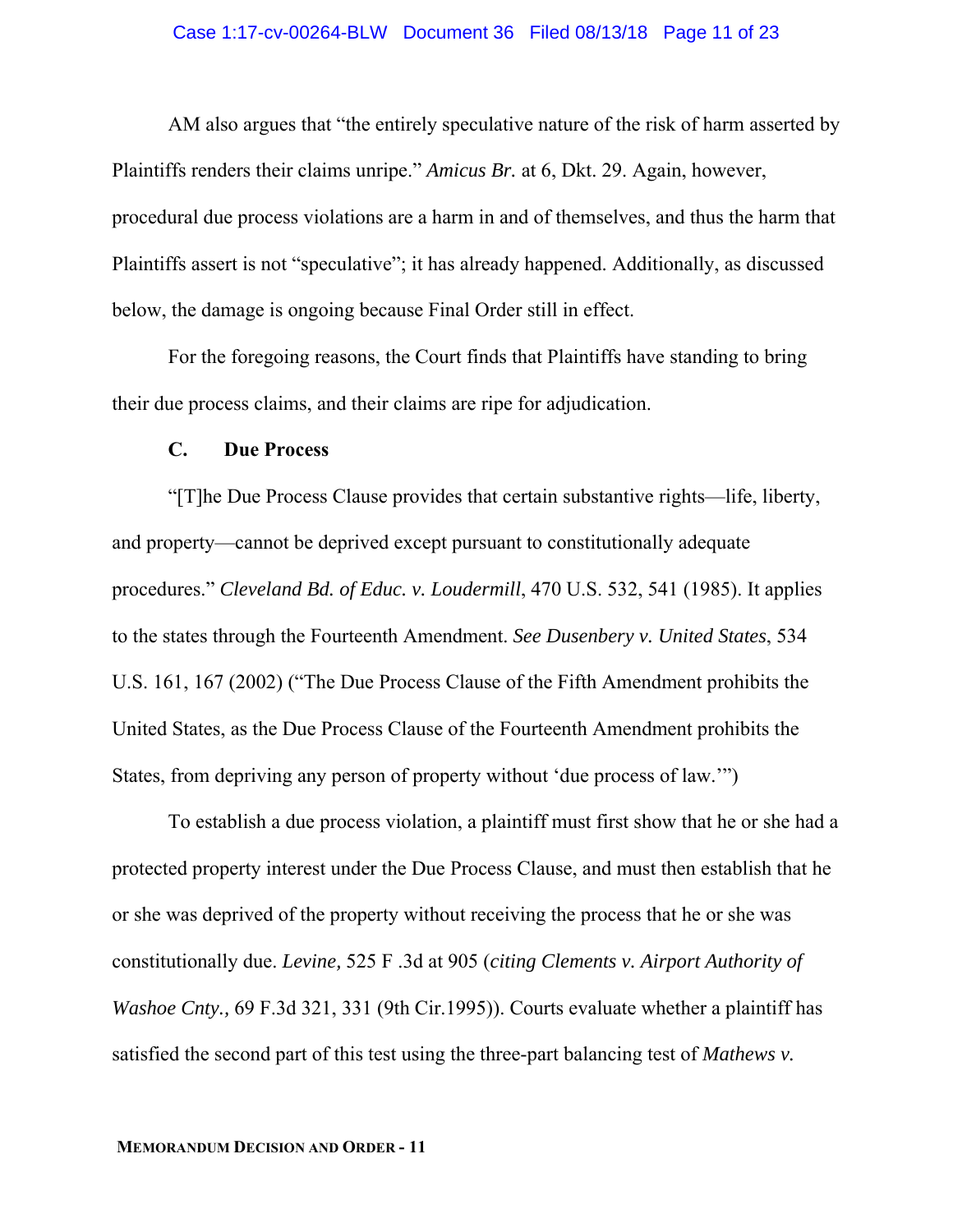AM also argues that "the entirely speculative nature of the risk of harm asserted by Plaintiffs renders their claims unripe." *Amicus Br.* at 6, Dkt. 29. Again, however, procedural due process violations are a harm in and of themselves, and thus the harm that Plaintiffs assert is not "speculative"; it has already happened. Additionally, as discussed below, the damage is ongoing because Final Order still in effect.

For the foregoing reasons, the Court finds that Plaintiffs have standing to bring their due process claims, and their claims are ripe for adjudication.

**C. Due Process**

"[T]he Due Process Clause provides that certain substantive rights—life, liberty, and property—cannot be deprived except pursuant to constitutionally adequate procedures." *Cleveland Bd. of Educ. v. Loudermill*, 470 U.S. 532, 541 (1985). It applies to the states through the Fourteenth Amendment. *See Dusenbery v. United States*, 534 U.S. 161, 167 (2002) ("The Due Process Clause of the Fifth Amendment prohibits the United States, as the Due Process Clause of the Fourteenth Amendment prohibits the States, from depriving any person of property without 'due process of law.'")

To establish a due process violation, a plaintiff must first show that he or she had a protected property interest under the Due Process Clause, and must then establish that he or she was deprived of the property without receiving the process that he or she was constitutionally due. *Levine,* 525 F .3d at 905 (*citing Clements v. Airport Authority of Washoe Cnty.,* 69 F.3d 321, 331 (9th Cir.1995)). Courts evaluate whether a plaintiff has satisfied the second part of this test using the three-part balancing test of *Mathews v.*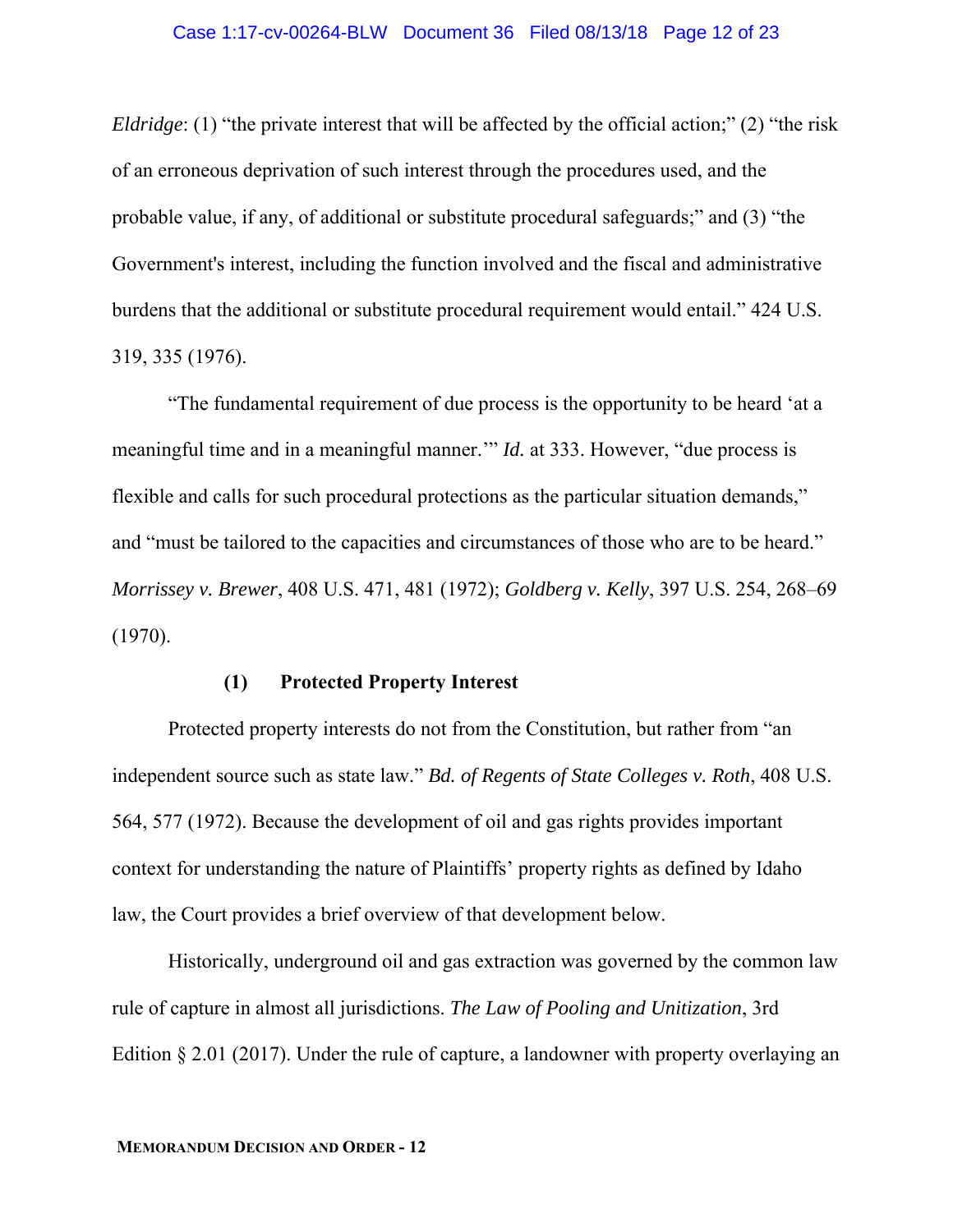*Eldridge*: (1) "the private interest that will be affected by the official action;" (2) "the risk of an erroneous deprivation of such interest through the procedures used, and the probable value, if any, of additional or substitute procedural safeguards;" and (3) "the Government's interest, including the function involved and the fiscal and administrative burdens that the additional or substitute procedural requirement would entail." 424 U.S. 319, 335 (1976).

"The fundamental requirement of due process is the opportunity to be heard 'at a meaningful time and in a meaningful manner.'" *Id.* at 333. However, "due process is flexible and calls for such procedural protections as the particular situation demands," and "must be tailored to the capacities and circumstances of those who are to be heard." *Morrissey v. Brewer*, 408 U.S. 471, 481 (1972); *Goldberg v. Kelly*, 397 U.S. 254, 268–69 (1970).

**(1) Protected Property Interest**

Protected property interests do not from the Constitution, but rather from "an independent source such as state law." *Bd. of Regents of State Colleges v. Roth*, 408 U.S. 564, 577 (1972). Because the development of oil and gas rights provides important context for understanding the nature of Plaintiffs' property rights as defined by Idaho law, the Court provides a brief overview of that development below.

Historically, underground oil and gas extraction was governed by the common law rule of capture in almost all jurisdictions. *The Law of Pooling and Unitization*, 3rd Edition § 2.01 (2017). Under the rule of capture, a landowner with property overlaying an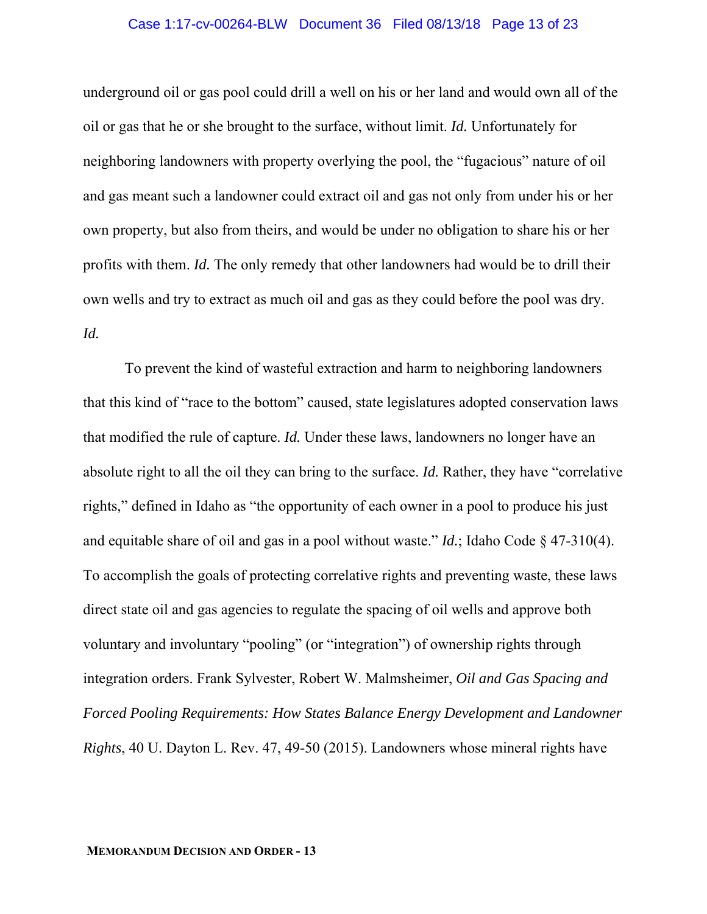underground oil or gas pool could drill a well on his or her land and would own all of the oil or gas that he or she brought to the surface, without limit. *Id.* Unfortunately for neighboring landowners with property overlying the pool, the "fugacious" nature of oil and gas meant such a landowner could extract oil and gas not only from under his or her own property, but also from theirs, and would be under no obligation to share his or her profits with them. *Id.* The only remedy that other landowners had would be to drill their own wells and try to extract as much oil and gas as they could before the pool was dry. *Id.*

To prevent the kind of wasteful extraction and harm to neighboring landowners that this kind of "race to the bottom" caused, state legislatures adopted conservation laws that modified the rule of capture. *Id.* Under these laws, landowners no longer have an absolute right to all the oil they can bring to the surface. *Id.* Rather, they have "correlative rights," defined in Idaho as "the opportunity of each owner in a pool to produce his just and equitable share of oil and gas in a pool without waste." *Id.*; Idaho Code § 47-310(4). To accomplish the goals of protecting correlative rights and preventing waste, these laws direct state oil and gas agencies to regulate the spacing of oil wells and approve both voluntary and involuntary "pooling" (or "integration") of ownership rights through integration orders. Frank Sylvester, Robert W. Malmsheimer, *Oil and Gas Spacing and Forced Pooling Requirements: How States Balance Energy Development and Landowner Rights*, 40 U. Dayton L. Rev. 47, 49-50 (2015). Landowners whose mineral rights have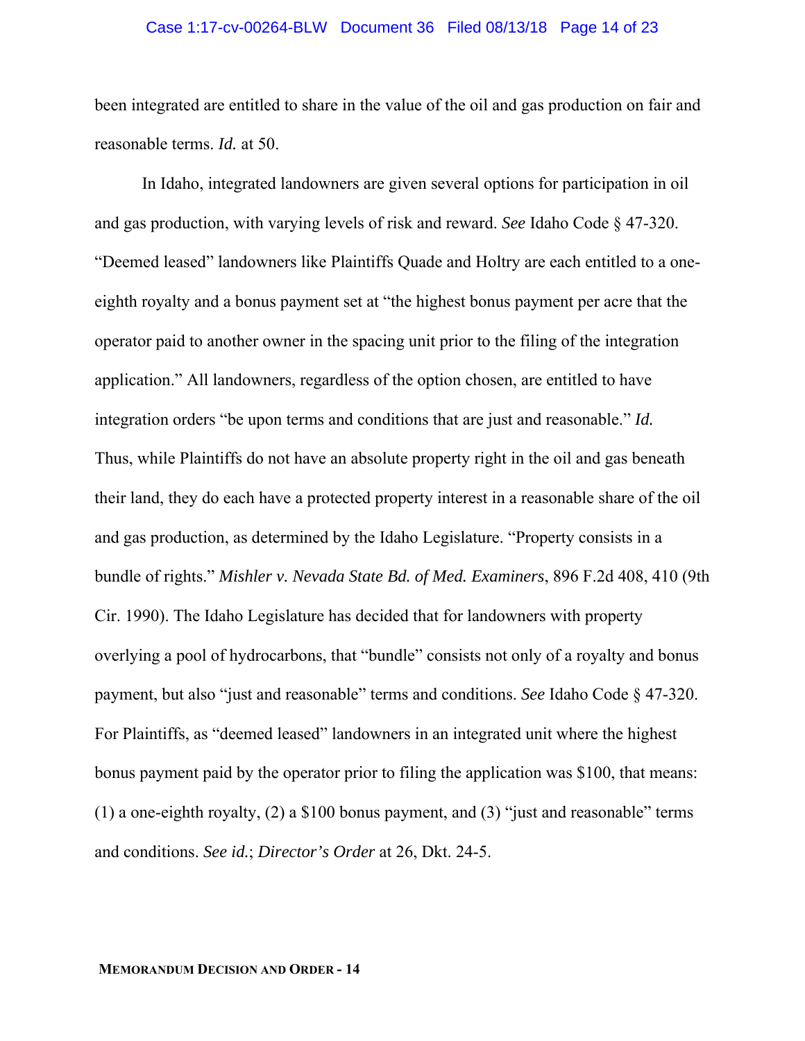been integrated are entitled to share in the value of the oil and gas production on fair and reasonable terms. *Id.* at 50.

In Idaho, integrated landowners are given several options for participation in oil and gas production, with varying levels of risk and reward. *See* Idaho Code § 47-320. "Deemed leased" landowners like Plaintiffs Quade and Holtry are each entitled to a one-eighth royalty and a bonus payment set at "the highest bonus payment per acre that the operator paid to another owner in the spacing unit prior to the filing of the integration application." All landowners, regardless of the option chosen, are entitled to have integration orders "be upon terms and conditions that are just and reasonable." *Id.* Thus, while Plaintiffs do not have an absolute property right in the oil and gas beneath their land, they do each have a protected property interest in a reasonable share of the oil and gas production, as determined by the Idaho Legislature. "Property consists in a bundle of rights." *Mishler v. Nevada State Bd. of Med. Examiners*, 896 F.2d 408, 410 (9th Cir. 1990). The Idaho Legislature has decided that for landowners with property overlying a pool of hydrocarbons, that "bundle" consists not only of a royalty and bonus payment, but also "just and reasonable" terms and conditions. *See* Idaho Code § 47-320. For Plaintiffs, as "deemed leased" landowners in an integrated unit where the highest bonus payment paid by the operator prior to filing the application was $100, that means: (1) a one-eighth royalty, (2) a $100 bonus payment, and (3) "just and reasonable" terms and conditions. *See id.*; *Director's Order* at 26, Dkt. 24-5.

**MEMORANDUM DECISION AND ORDER - 14**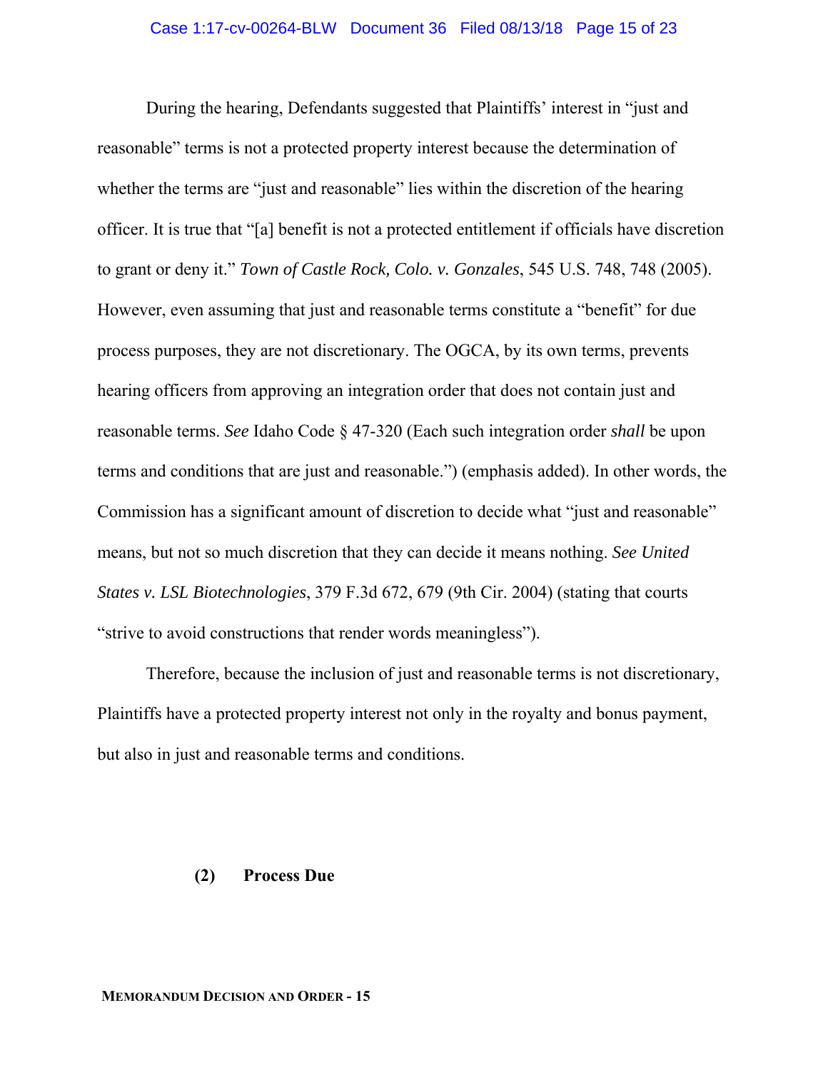During the hearing, Defendants suggested that Plaintiffs' interest in "just and reasonable" terms is not a protected property interest because the determination of whether the terms are "just and reasonable" lies within the discretion of the hearing officer. It is true that "[a] benefit is not a protected entitlement if officials have discretion to grant or deny it." *Town of Castle Rock, Colo. v. Gonzales*, 545 U.S. 748, 748 (2005). However, even assuming that just and reasonable terms constitute a "benefit" for due process purposes, they are not discretionary. The OGCA, by its own terms, prevents hearing officers from approving an integration order that does not contain just and reasonable terms. *See* Idaho Code § 47-320 (Each such integration order *shall* be upon terms and conditions that are just and reasonable.") (emphasis added). In other words, the Commission has a significant amount of discretion to decide what "just and reasonable" means, but not so much discretion that they can decide it means nothing. *See United States v. LSL Biotechnologies*, 379 F.3d 672, 679 (9th Cir. 2004) (stating that courts "strive to avoid constructions that render words meaningless").

Therefore, because the inclusion of just and reasonable terms is not discretionary, Plaintiffs have a protected property interest not only in the royalty and bonus payment, but also in just and reasonable terms and conditions.

**(2) Process Due**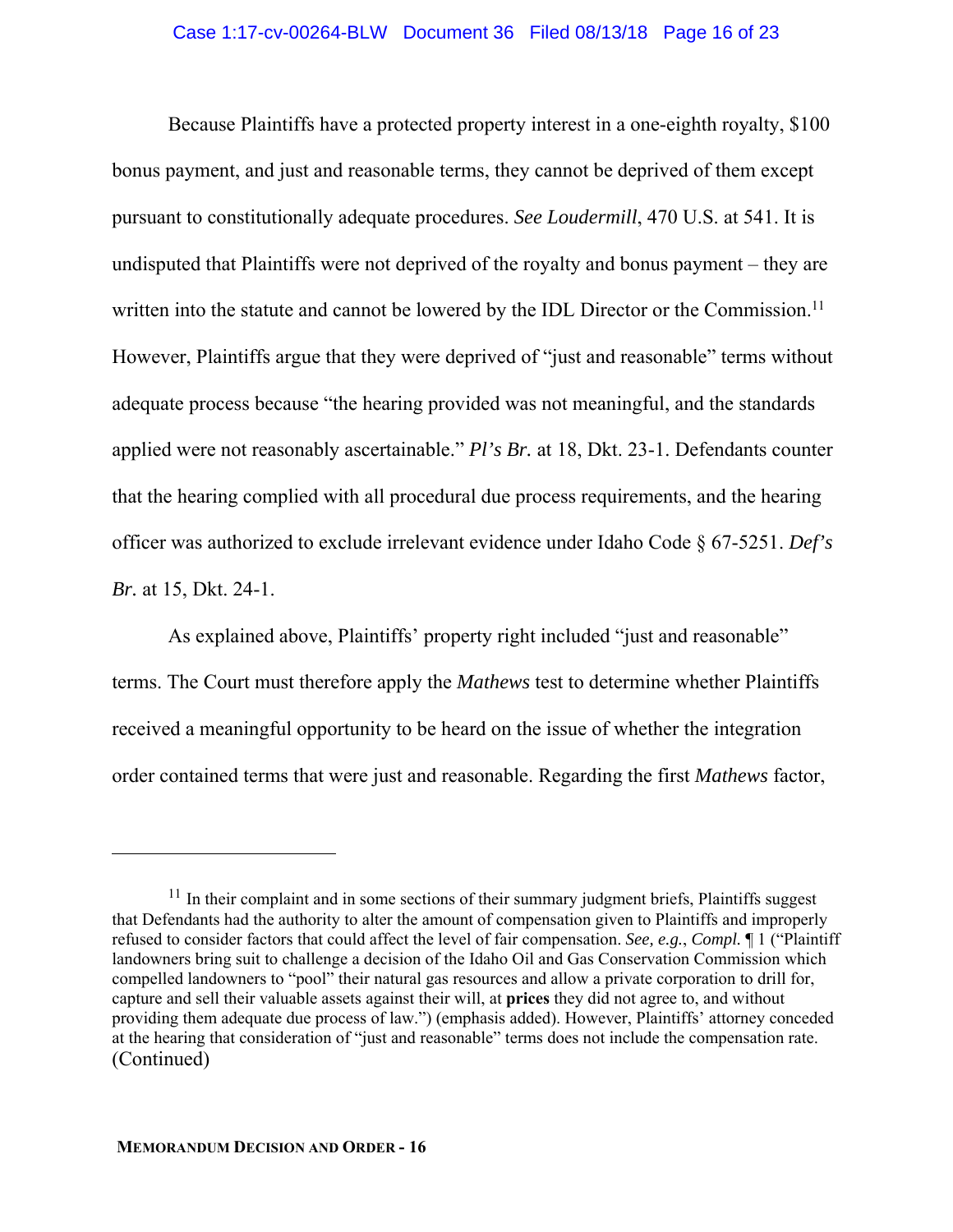Because Plaintiffs have a protected property interest in a one-eighth royalty, $100 bonus payment, and just and reasonable terms, they cannot be deprived of them except pursuant to constitutionally adequate procedures. *See Loudermill*, 470 U.S. at 541. It is undisputed that Plaintiffs were not deprived of the royalty and bonus payment – they are written into the statute and cannot be lowered by the IDL Director or the Commission.[11] However, Plaintiffs argue that they were deprived of "just and reasonable" terms without adequate process because "the hearing provided was not meaningful, and the standards applied were not reasonably ascertainable." *Pl's Br.* at 18, Dkt. 23-1. Defendants counter that the hearing complied with all procedural due process requirements, and the hearing officer was authorized to exclude irrelevant evidence under Idaho Code § 67-5251. *Def's Br.* at 15, Dkt. 24-1.

As explained above, Plaintiffs' property right included "just and reasonable" terms. The Court must therefore apply the *Mathews* test to determine whether Plaintiffs received a meaningful opportunity to be heard on the issue of whether the integration order contained terms that were just and reasonable. Regarding the first *Mathews* factor,

---

[11] In their complaint and in some sections of their summary judgment briefs, Plaintiffs suggest that Defendants had the authority to alter the amount of compensation given to Plaintiffs and improperly refused to consider factors that could affect the level of fair compensation. *See, e.g.*, *Compl.* ¶ 1 ("Plaintiff landowners bring suit to challenge a decision of the Idaho Oil and Gas Conservation Commission which compelled landowners to "pool" their natural gas resources and allow a private corporation to drill for, capture and sell their valuable assets against their will, at **prices** they did not agree to, and without providing them adequate due process of law.") (emphasis added). However, Plaintiffs' attorney conceded at the hearing that consideration of "just and reasonable" terms does not include the compensation rate. (Continued)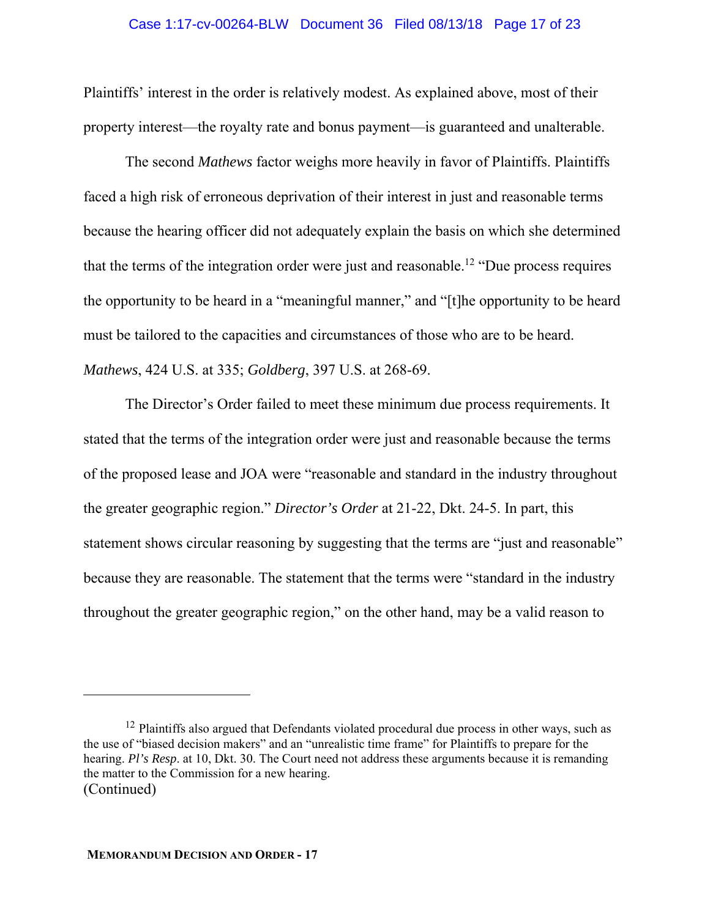Plaintiffs' interest in the order is relatively modest. As explained above, most of their property interest—the royalty rate and bonus payment—is guaranteed and unalterable.

The second *Mathews* factor weighs more heavily in favor of Plaintiffs. Plaintiffs faced a high risk of erroneous deprivation of their interest in just and reasonable terms because the hearing officer did not adequately explain the basis on which she determined that the terms of the integration order were just and reasonable.[12] "Due process requires the opportunity to be heard in a "meaningful manner," and "[t]he opportunity to be heard must be tailored to the capacities and circumstances of those who are to be heard. *Mathews*, 424 U.S. at 335; *Goldberg*, 397 U.S. at 268-69.

The Director's Order failed to meet these minimum due process requirements. It stated that the terms of the integration order were just and reasonable because the terms of the proposed lease and JOA were "reasonable and standard in the industry throughout the greater geographic region." *Director's Order* at 21-22, Dkt. 24-5. In part, this statement shows circular reasoning by suggesting that the terms are "just and reasonable" because they are reasonable. The statement that the terms were "standard in the industry throughout the greater geographic region," on the other hand, may be a valid reason to

---

[12] Plaintiffs also argued that Defendants violated procedural due process in other ways, such as the use of "biased decision makers" and an "unrealistic time frame" for Plaintiffs to prepare for the hearing. *Pl's Resp*. at 10, Dkt. 30. The Court need not address these arguments because it is remanding the matter to the Commission for a new hearing.

(Continued)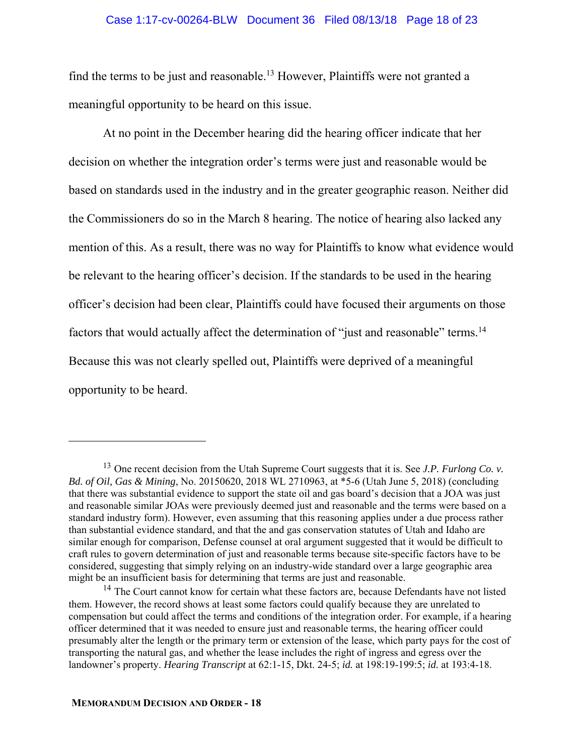find the terms to be just and reasonable.[13] However, Plaintiffs were not granted a meaningful opportunity to be heard on this issue.

At no point in the December hearing did the hearing officer indicate that her decision on whether the integration order's terms were just and reasonable would be based on standards used in the industry and in the greater geographic reason. Neither did the Commissioners do so in the March 8 hearing. The notice of hearing also lacked any mention of this. As a result, there was no way for Plaintiffs to know what evidence would be relevant to the hearing officer's decision. If the standards to be used in the hearing officer's decision had been clear, Plaintiffs could have focused their arguments on those factors that would actually affect the determination of "just and reasonable" terms.[14] Because this was not clearly spelled out, Plaintiffs were deprived of a meaningful opportunity to be heard.

---

[13] One recent decision from the Utah Supreme Court suggests that it is. See *J.P. Furlong Co. v. Bd. of Oil, Gas & Mining*, No. 20150620, 2018 WL 2710963, at *5-6 (Utah June 5, 2018) (concluding that there was substantial evidence to support the state oil and gas board's decision that a JOA was just and reasonable similar JOAs were previously deemed just and reasonable and the terms were based on a standard industry form). However, even assuming that this reasoning applies under a due process rather than substantial evidence standard, and that the and gas conservation statutes of Utah and Idaho are similar enough for comparison, Defense counsel at oral argument suggested that it would be difficult to craft rules to govern determination of just and reasonable terms because site-specific factors have to be considered, suggesting that simply relying on an industry-wide standard over a large geographic area might be an insufficient basis for determining that terms are just and reasonable.

[14] The Court cannot know for certain what these factors are, because Defendants have not listed them. However, the record shows at least some factors could qualify because they are unrelated to compensation but could affect the terms and conditions of the integration order. For example, if a hearing officer determined that it was needed to ensure just and reasonable terms, the hearing officer could presumably alter the length or the primary term or extension of the lease, which party pays for the cost of transporting the natural gas, and whether the lease includes the right of ingress and egress over the landowner's property. *Hearing Transcript* at 62:1-15, Dkt. 24-5; *id.* at 198:19-199:5; *id.* at 193:4-18.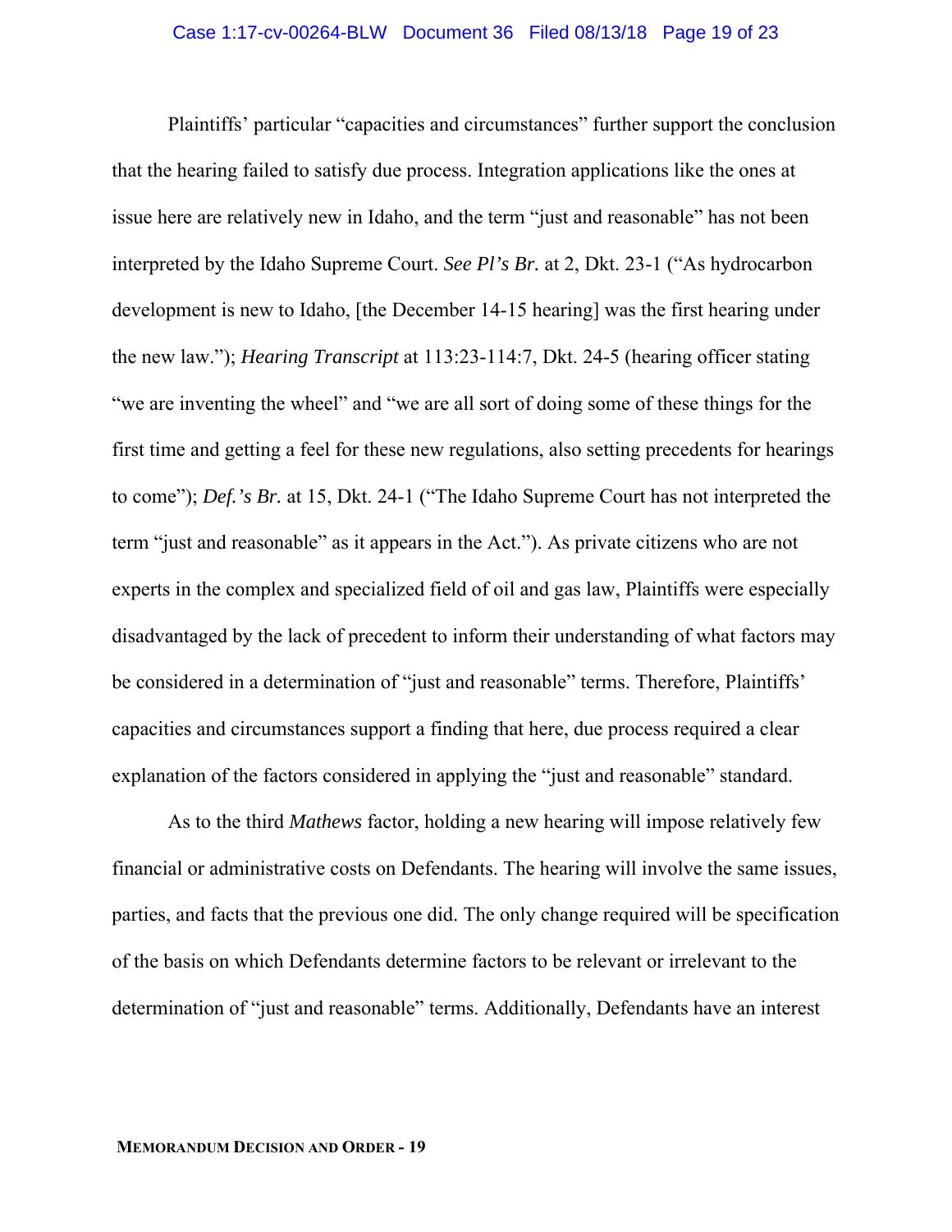Plaintiffs' particular "capacities and circumstances" further support the conclusion that the hearing failed to satisfy due process. Integration applications like the ones at issue here are relatively new in Idaho, and the term "just and reasonable" has not been interpreted by the Idaho Supreme Court. *See Pl's Br.* at 2, Dkt. 23-1 ("As hydrocarbon development is new to Idaho, [the December 14-15 hearing] was the first hearing under the new law."); *Hearing Transcript* at 113:23-114:7, Dkt. 24-5 (hearing officer stating "we are inventing the wheel" and "we are all sort of doing some of these things for the first time and getting a feel for these new regulations, also setting precedents for hearings to come"); *Def.'s Br.* at 15, Dkt. 24-1 ("The Idaho Supreme Court has not interpreted the term "just and reasonable" as it appears in the Act."). As private citizens who are not experts in the complex and specialized field of oil and gas law, Plaintiffs were especially disadvantaged by the lack of precedent to inform their understanding of what factors may be considered in a determination of "just and reasonable" terms. Therefore, Plaintiffs' capacities and circumstances support a finding that here, due process required a clear explanation of the factors considered in applying the "just and reasonable" standard.

As to the third *Mathews* factor, holding a new hearing will impose relatively few financial or administrative costs on Defendants. The hearing will involve the same issues, parties, and facts that the previous one did. The only change required will be specification of the basis on which Defendants determine factors to be relevant or irrelevant to the determination of "just and reasonable" terms. Additionally, Defendants have an interest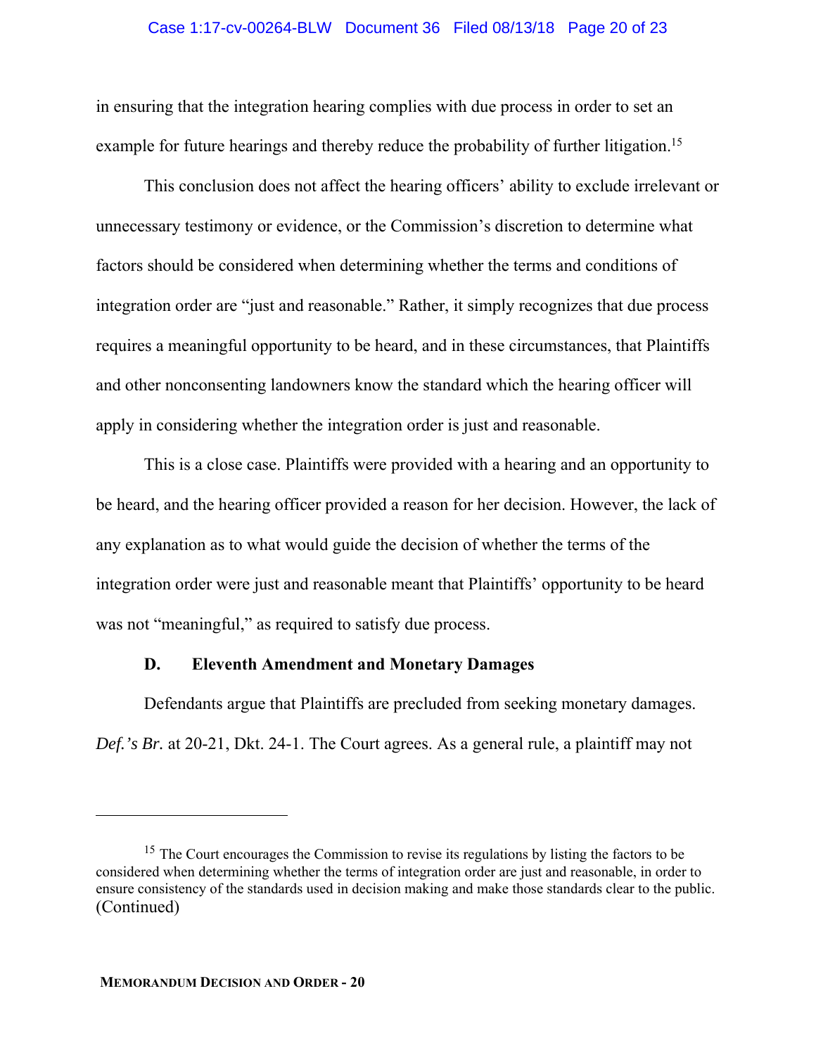in ensuring that the integration hearing complies with due process in order to set an example for future hearings and thereby reduce the probability of further litigation.[15]

This conclusion does not affect the hearing officers' ability to exclude irrelevant or unnecessary testimony or evidence, or the Commission's discretion to determine what factors should be considered when determining whether the terms and conditions of integration order are "just and reasonable." Rather, it simply recognizes that due process requires a meaningful opportunity to be heard, and in these circumstances, that Plaintiffs and other nonconsenting landowners know the standard which the hearing officer will apply in considering whether the integration order is just and reasonable.

This is a close case. Plaintiffs were provided with a hearing and an opportunity to be heard, and the hearing officer provided a reason for her decision. However, the lack of any explanation as to what would guide the decision of whether the terms of the integration order were just and reasonable meant that Plaintiffs' opportunity to be heard was not "meaningful," as required to satisfy due process.

### D. Eleventh Amendment and Monetary Damages

Defendants argue that Plaintiffs are precluded from seeking monetary damages. *Def.'s Br.* at 20-21, Dkt. 24-1. The Court agrees. As a general rule, a plaintiff may not

[15] The Court encourages the Commission to revise its regulations by listing the factors to be considered when determining whether the terms of integration order are just and reasonable, in order to ensure consistency of the standards used in decision making and make those standards clear to the public. (Continued)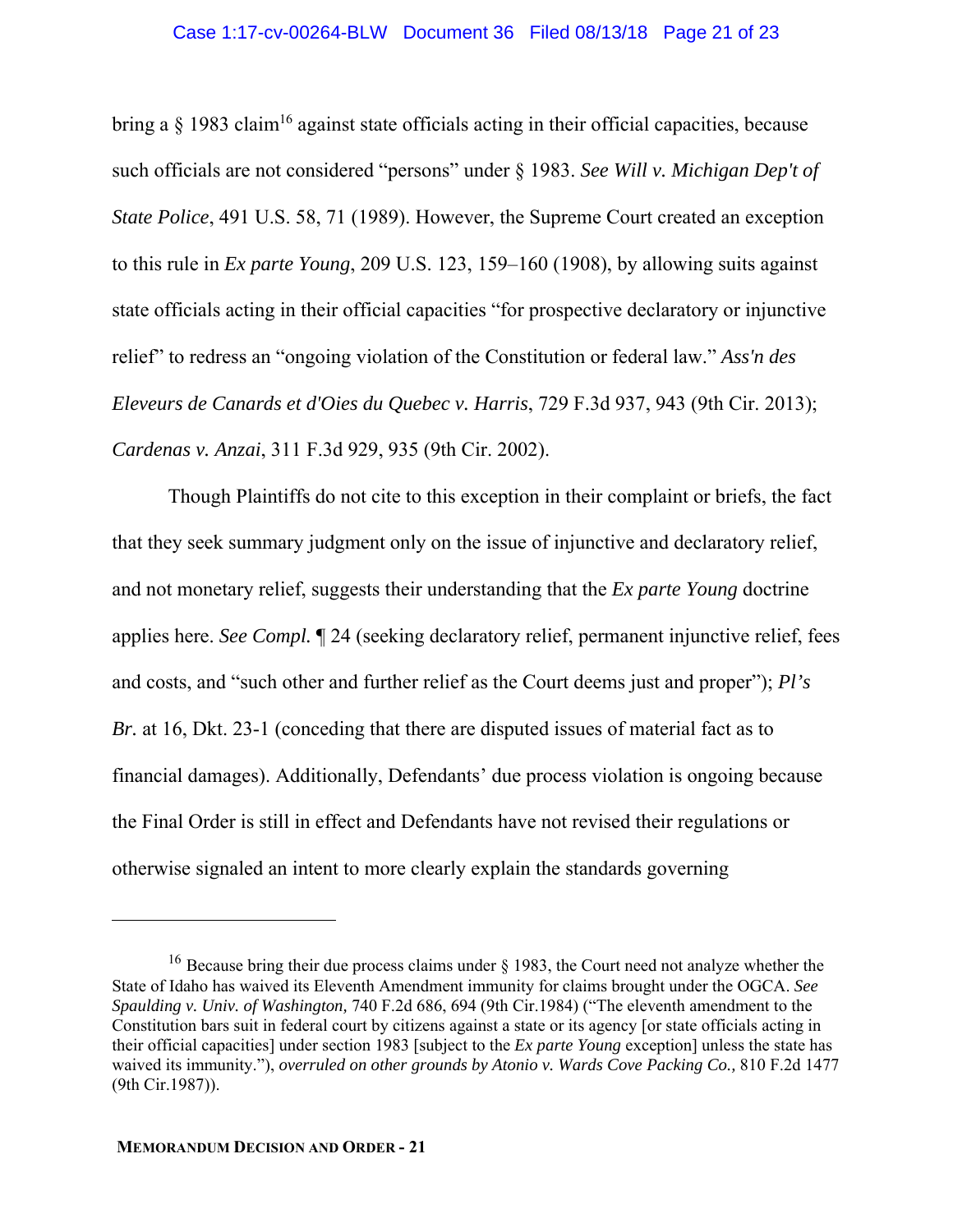bring a § 1983 claim[16] against state officials acting in their official capacities, because such officials are not considered "persons" under § 1983. *See Will v. Michigan Dep't of State Police*, 491 U.S. 58, 71 (1989). However, the Supreme Court created an exception to this rule in *Ex parte Young*, 209 U.S. 123, 159–160 (1908), by allowing suits against state officials acting in their official capacities "for prospective declaratory or injunctive relief" to redress an "ongoing violation of the Constitution or federal law." *Ass'n des Eleveurs de Canards et d'Oies du Quebec v. Harris*, 729 F.3d 937, 943 (9th Cir. 2013); *Cardenas v. Anzai*, 311 F.3d 929, 935 (9th Cir. 2002).

Though Plaintiffs do not cite to this exception in their complaint or briefs, the fact that they seek summary judgment only on the issue of injunctive and declaratory relief, and not monetary relief, suggests their understanding that the *Ex parte Young* doctrine applies here. *See Compl.* ¶ 24 (seeking declaratory relief, permanent injunctive relief, fees and costs, and "such other and further relief as the Court deems just and proper"); *Pl's Br.* at 16, Dkt. 23-1 (conceding that there are disputed issues of material fact as to financial damages). Additionally, Defendants' due process violation is ongoing because the Final Order is still in effect and Defendants have not revised their regulations or otherwise signaled an intent to more clearly explain the standards governing

---

[16] Because bring their due process claims under § 1983, the Court need not analyze whether the State of Idaho has waived its Eleventh Amendment immunity for claims brought under the OGCA. *See Spaulding v. Univ. of Washington,* 740 F.2d 686, 694 (9th Cir.1984) ("The eleventh amendment to the Constitution bars suit in federal court by citizens against a state or its agency [or state officials acting in their official capacities] under section 1983 [subject to the *Ex parte Young* exception] unless the state has waived its immunity."), *overruled on other grounds by Atonio v. Wards Cove Packing Co.,* 810 F.2d 1477 (9th Cir.1987)).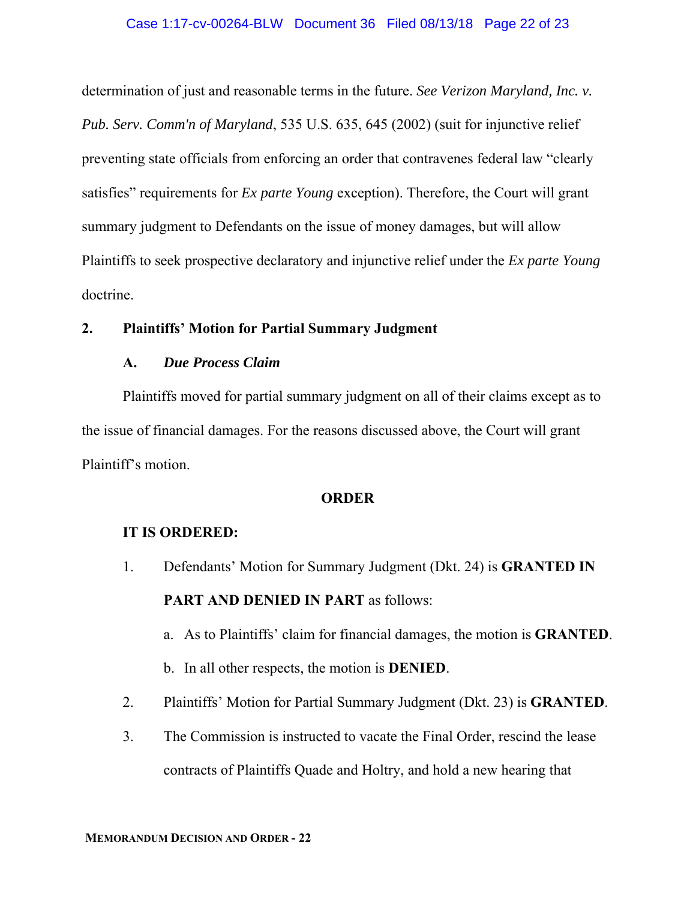determination of just and reasonable terms in the future. *See Verizon Maryland, Inc. v. Pub. Serv. Comm'n of Maryland*, 535 U.S. 635, 645 (2002) (suit for injunctive relief preventing state officials from enforcing an order that contravenes federal law "clearly satisfies" requirements for *Ex parte Young* exception). Therefore, the Court will grant summary judgment to Defendants on the issue of money damages, but will allow Plaintiffs to seek prospective declaratory and injunctive relief under the *Ex parte Young* doctrine.

### 2. Plaintiffs' Motion for Partial Summary Judgment

#### A. *Due Process Claim*

Plaintiffs moved for partial summary judgment on all of their claims except as to the issue of financial damages. For the reasons discussed above, the Court will grant Plaintiff's motion.

## ORDER

**IT IS ORDERED:**

1. Defendants' Motion for Summary Judgment (Dkt. 24) is **GRANTED IN PART AND DENIED IN PART** as follows:
   a. As to Plaintiffs' claim for financial damages, the motion is **GRANTED**.
   b. In all other respects, the motion is **DENIED**.
2. Plaintiffs' Motion for Partial Summary Judgment (Dkt. 23) is **GRANTED**.
3. The Commission is instructed to vacate the Final Order, rescind the lease contracts of Plaintiffs Quade and Holtry, and hold a new hearing that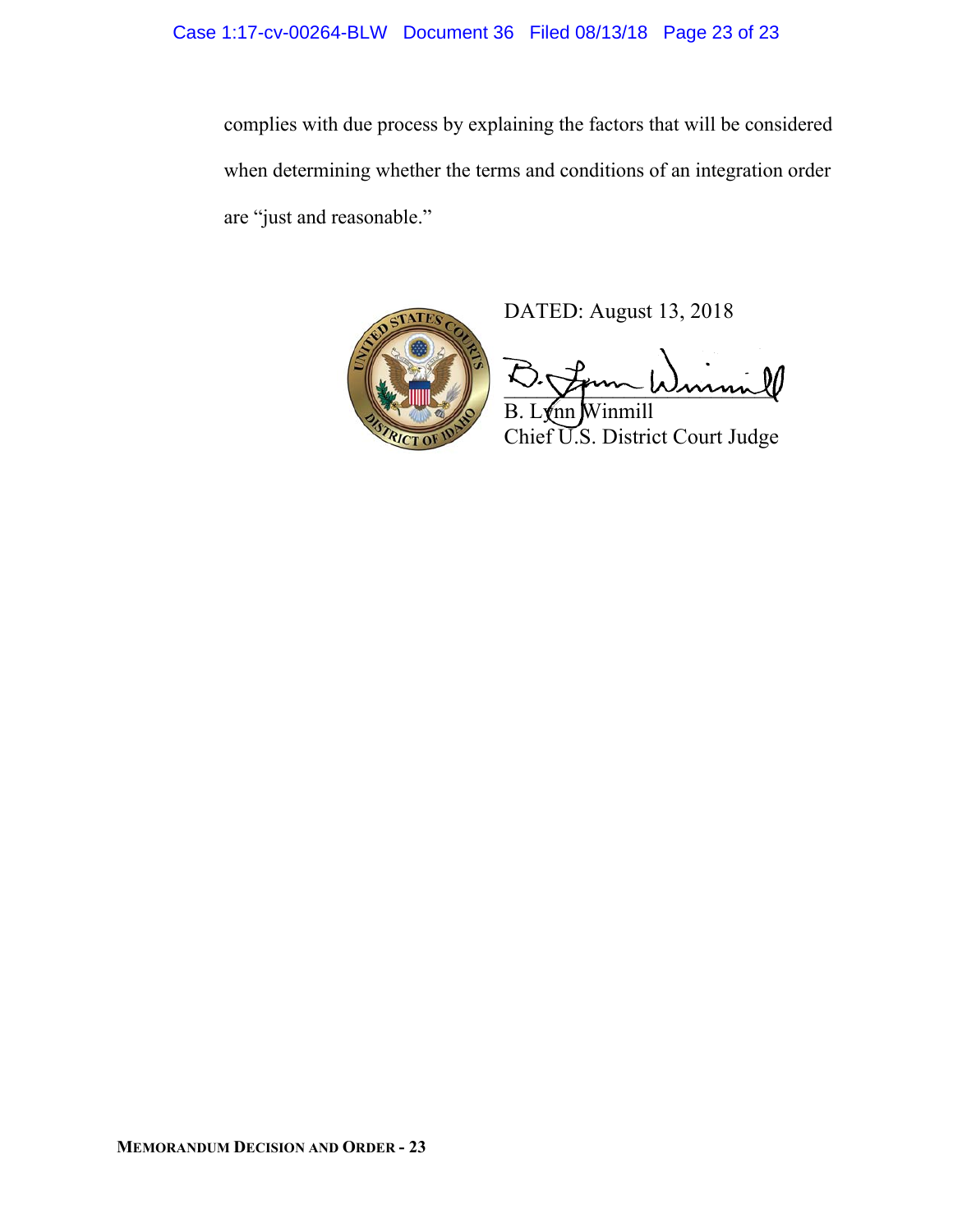complies with due process by explaining the factors that will be considered when determining whether the terms and conditions of an integration order are "just and reasonable."

DATED: August 13, 2018

B. Lynn Winmill
Chief U.S. District Court Judge